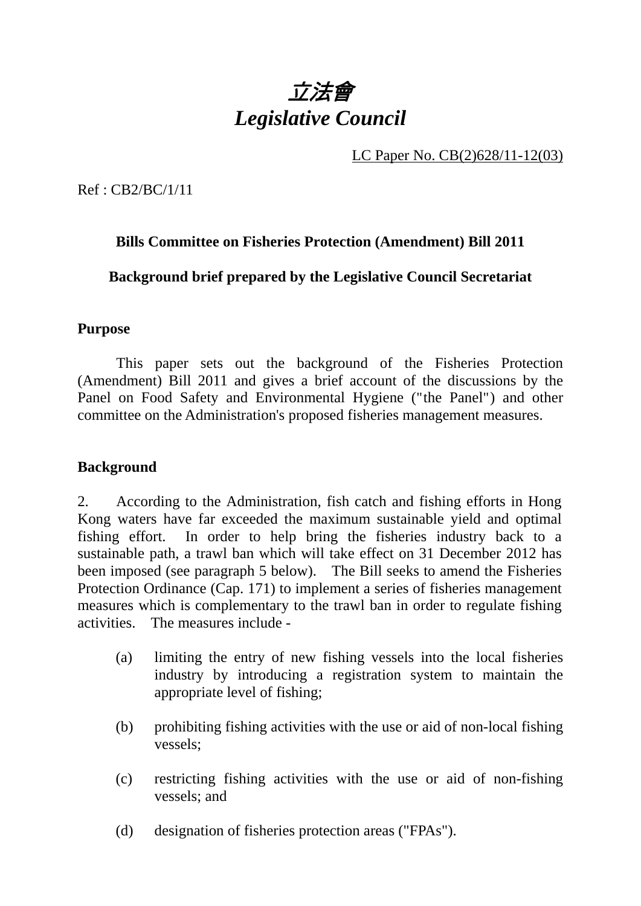# *立法會*
# *Legislative Council*

LC Paper No. CB(2)628/11-12(03)

Ref : CB2/BC/1/11

**Bills Committee on Fisheries Protection (Amendment) Bill 2011**

**Background brief prepared by the Legislative Council Secretariat**

## Purpose

This paper sets out the background of the Fisheries Protection (Amendment) Bill 2011 and gives a brief account of the discussions by the Panel on Food Safety and Environmental Hygiene ("the Panel") and other committee on the Administration's proposed fisheries management measures.

## Background

2. According to the Administration, fish catch and fishing efforts in Hong Kong waters have far exceeded the maximum sustainable yield and optimal fishing effort. In order to help bring the fisheries industry back to a sustainable path, a trawl ban which will take effect on 31 December 2012 has been imposed (see paragraph 5 below). The Bill seeks to amend the Fisheries Protection Ordinance (Cap. 171) to implement a series of fisheries management measures which is complementary to the trawl ban in order to regulate fishing activities. The measures include -

(a) limiting the entry of new fishing vessels into the local fisheries industry by introducing a registration system to maintain the appropriate level of fishing;

(b) prohibiting fishing activities with the use or aid of non-local fishing vessels;

(c) restricting fishing activities with the use or aid of non-fishing vessels; and

(d) designation of fisheries protection areas ("FPAs").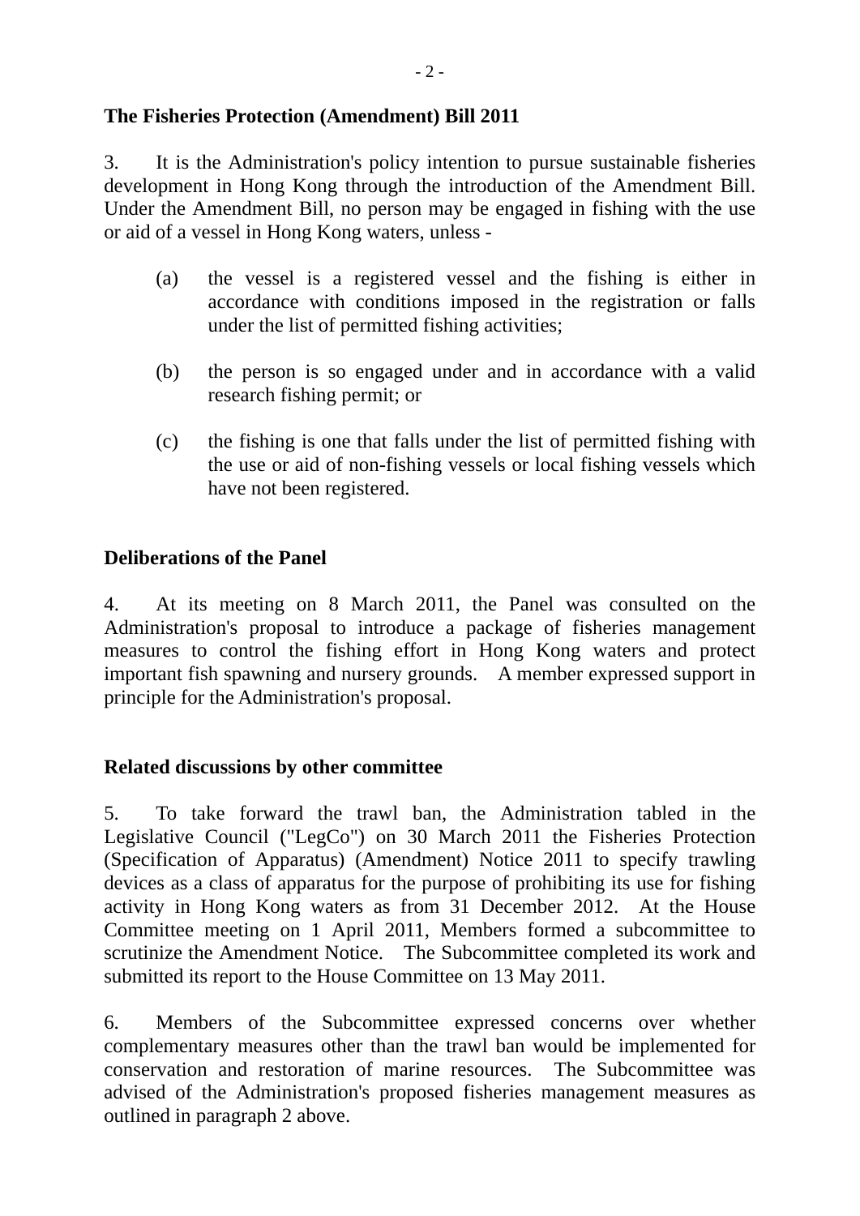**The Fisheries Protection (Amendment) Bill 2011**

3. It is the Administration's policy intention to pursue sustainable fisheries development in Hong Kong through the introduction of the Amendment Bill. Under the Amendment Bill, no person may be engaged in fishing with the use or aid of a vessel in Hong Kong waters, unless -

(a) the vessel is a registered vessel and the fishing is either in accordance with conditions imposed in the registration or falls under the list of permitted fishing activities;

(b) the person is so engaged under and in accordance with a valid research fishing permit; or

(c) the fishing is one that falls under the list of permitted fishing with the use or aid of non-fishing vessels or local fishing vessels which have not been registered.

**Deliberations of the Panel**

4. At its meeting on 8 March 2011, the Panel was consulted on the Administration's proposal to introduce a package of fisheries management measures to control the fishing effort in Hong Kong waters and protect important fish spawning and nursery grounds. A member expressed support in principle for the Administration's proposal.

**Related discussions by other committee**

5. To take forward the trawl ban, the Administration tabled in the Legislative Council ("LegCo") on 30 March 2011 the Fisheries Protection (Specification of Apparatus) (Amendment) Notice 2011 to specify trawling devices as a class of apparatus for the purpose of prohibiting its use for fishing activity in Hong Kong waters as from 31 December 2012. At the House Committee meeting on 1 April 2011, Members formed a subcommittee to scrutinize the Amendment Notice. The Subcommittee completed its work and submitted its report to the House Committee on 13 May 2011.

6. Members of the Subcommittee expressed concerns over whether complementary measures other than the trawl ban would be implemented for conservation and restoration of marine resources. The Subcommittee was advised of the Administration's proposed fisheries management measures as outlined in paragraph 2 above.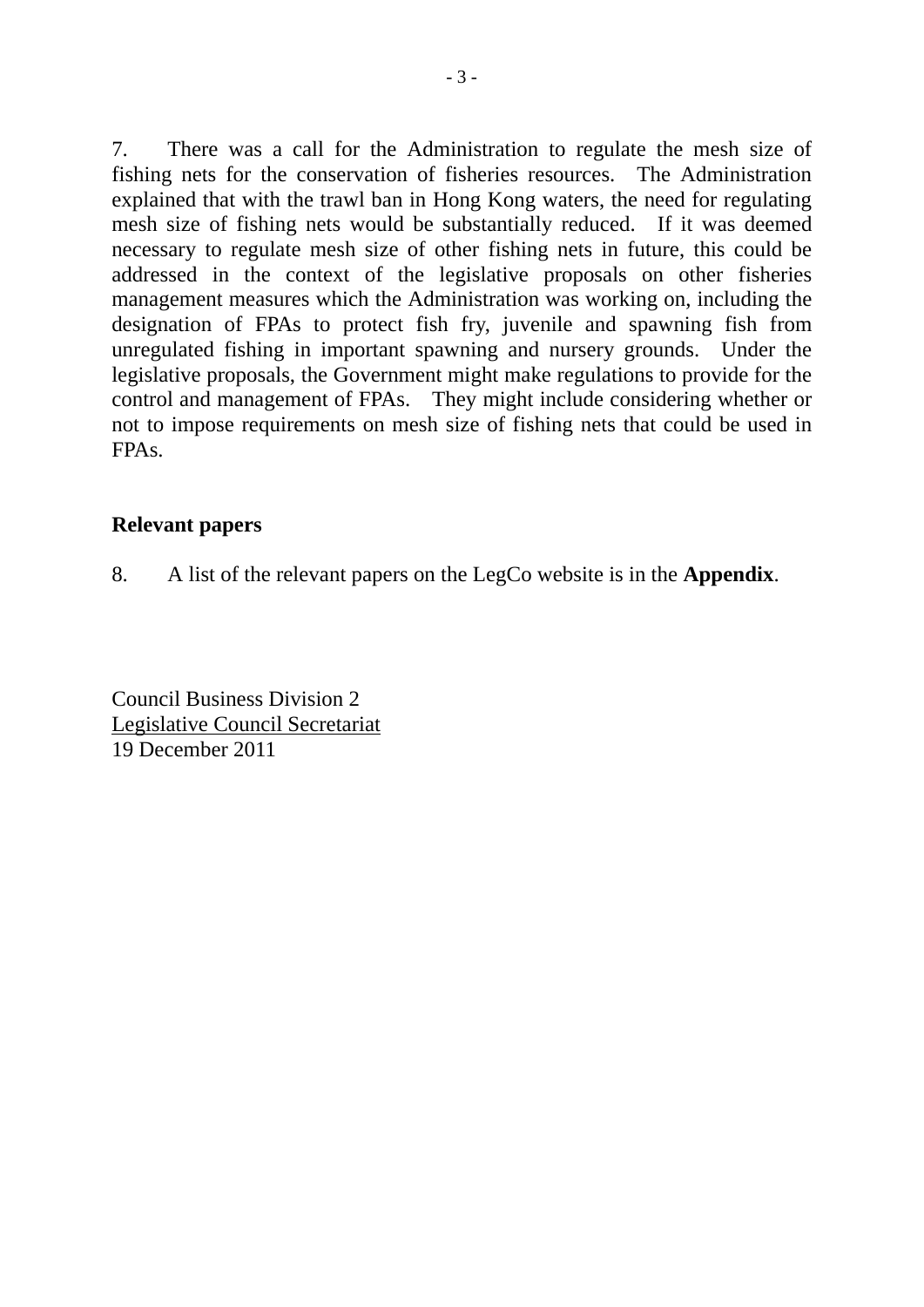7. There was a call for the Administration to regulate the mesh size of fishing nets for the conservation of fisheries resources. The Administration explained that with the trawl ban in Hong Kong waters, the need for regulating mesh size of fishing nets would be substantially reduced. If it was deemed necessary to regulate mesh size of other fishing nets in future, this could be addressed in the context of the legislative proposals on other fisheries management measures which the Administration was working on, including the designation of FPAs to protect fish fry, juvenile and spawning fish from unregulated fishing in important spawning and nursery grounds. Under the legislative proposals, the Government might make regulations to provide for the control and management of FPAs. They might include considering whether or not to impose requirements on mesh size of fishing nets that could be used in FPAs.

**Relevant papers**

8. A list of the relevant papers on the LegCo website is in the **Appendix**.

Council Business Division 2
Legislative Council Secretariat
19 December 2011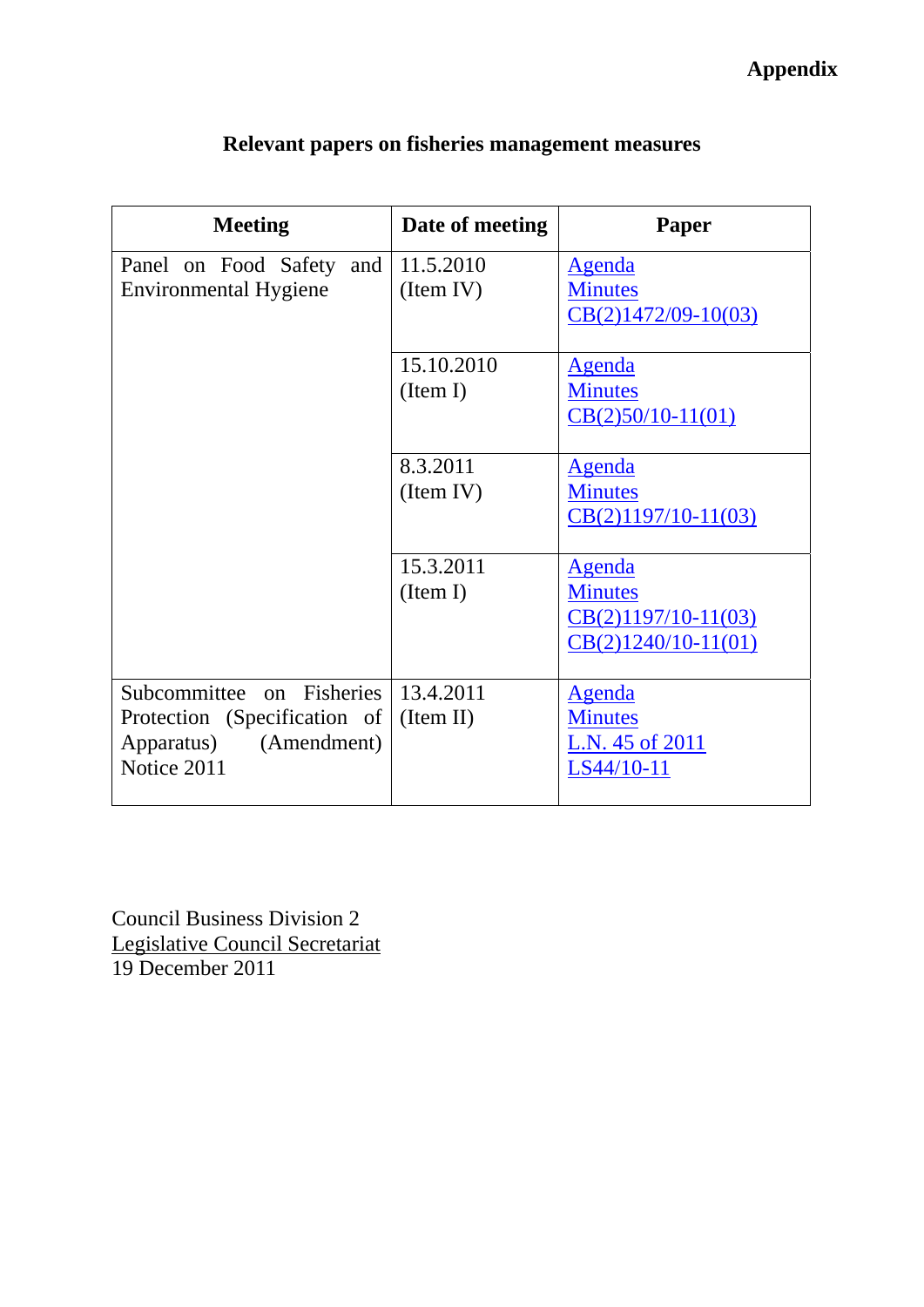**Appendix**

## Relevant papers on fisheries management measures

| Meeting | Date of meeting | Paper |
|---|---|---|
| Panel on Food Safety and Environmental Hygiene | 11.5.2010 (Item IV) | Agenda<br>Minutes<br>CB(2)1472/09-10(03) |
| | 15.10.2010 (Item I) | Agenda<br>Minutes<br>CB(2)50/10-11(01) |
| | 8.3.2011 (Item IV) | Agenda<br>Minutes<br>CB(2)1197/10-11(03) |
| | 15.3.2011 (Item I) | Agenda<br>Minutes<br>CB(2)1197/10-11(03)<br>CB(2)1240/10-11(01) |
| Subcommittee on Fisheries Protection (Specification of Apparatus) (Amendment) Notice 2011 | 13.4.2011 (Item II) | Agenda<br>Minutes<br>L.N. 45 of 2011<br>LS44/10-11 |

Council Business Division 2
Legislative Council Secretariat
19 December 2011